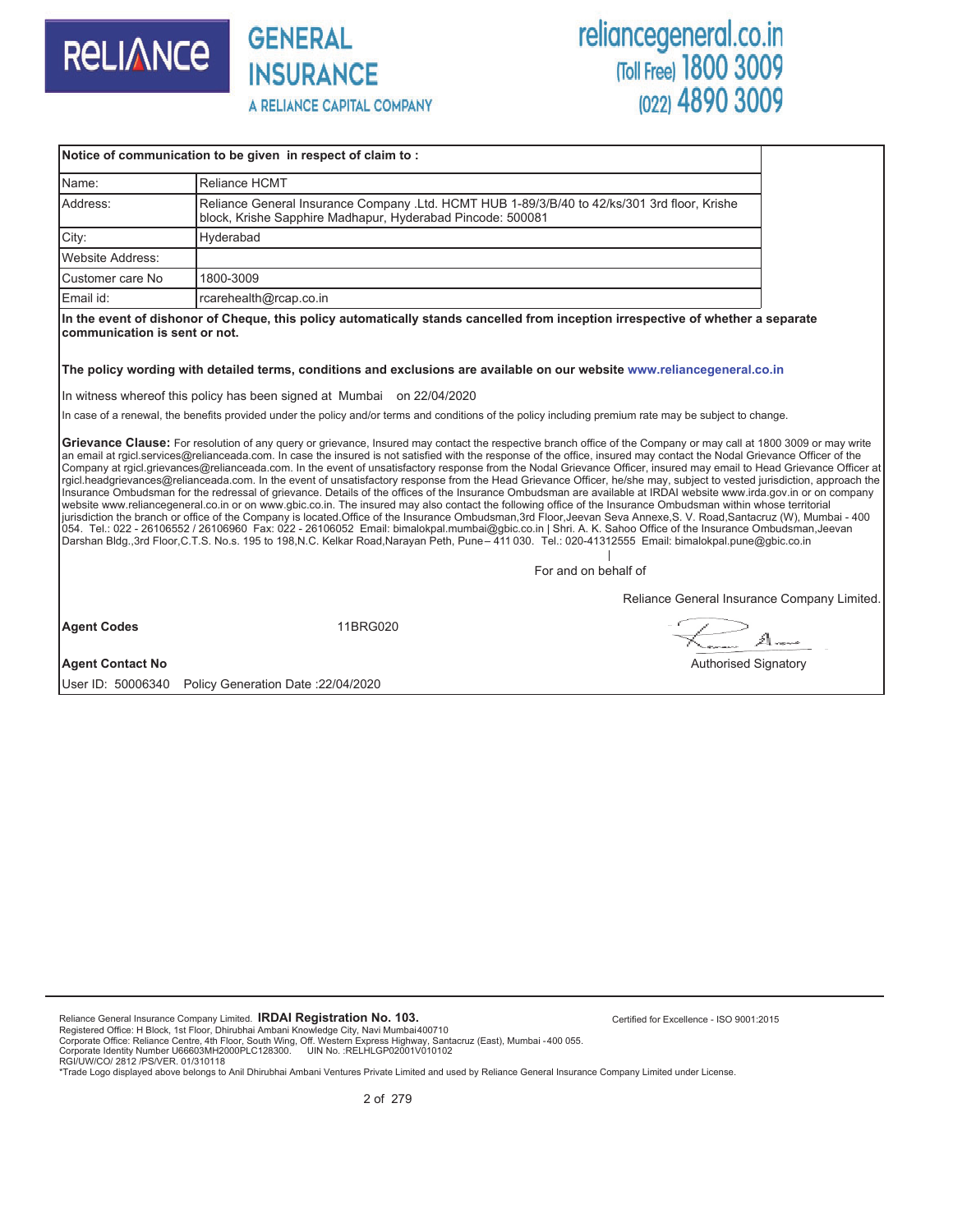**Notice of communication to be given in respect of claim to :**

| | |
|---|---|
| Name: | Reliance HCMT |
| Address: | Reliance General Insurance Company .Ltd. HCMT HUB 1-89/3/B/40 to 42/ks/301 3rd floor, Krishe block, Krishe Sapphire Madhapur, Hyderabad Pincode: 500081 |
| City: | Hyderabad |
| Website Address: | |
| Customer care No | 1800-3009 |
| Email id: | rcarehealth@rcap.co.in |

**In the event of dishonor of Cheque, this policy automatically stands cancelled from inception irrespective of whether a separate communication is sent or not.**

**The policy wording with detailed terms, conditions and exclusions are available on our website www.reliancegeneral.co.in**

In witness whereof this policy has been signed at Mumbai on 22/04/2020

In case of a renewal, the benefits provided under the policy and/or terms and conditions of the policy including premium rate may be subject to change.

**Grievance Clause:** For resolution of any query or grievance, Insured may contact the respective branch office of the Company or may call at 1800 3009 or may write an email at rgicl.services@relianceada.com. In case the insured is not satisfied with the response of the office, insured may contact the Nodal Grievance Officer of the Company at rgicl.grievances@relianceada.com. In the event of unsatisfactory response from the Nodal Grievance Officer, insured may email to Head Grievance Officer at rgicl.headgrievances@relianceada.com. In the event of unsatisfactory response from the Head Grievance Officer, he/she may, subject to vested jurisdiction, approach the Insurance Ombudsman for the redressal of grievance. Details of the offices of the Insurance Ombudsman are available at IRDAI website www.irda.gov.in or on company website www.reliancegeneral.co.in or on www.gbic.co.in. The insured may also contact the following office of the Insurance Ombudsman within whose territorial jurisdiction the branch or office of the Company is located.Office of the Insurance Ombudsman,3rd Floor,Jeevan Seva Annexe,S. V. Road,Santacruz (W), Mumbai - 400 054. Tel.: 022 - 26106552 / 26106960 Fax: 022 - 26106052 Email: bimalokpal.mumbai@gbic.co.in | Shri. A. K. Sahoo Office of the Insurance Ombudsman,Jeevan Darshan Bldg.,3rd Floor,C.T.S. No.s. 195 to 198,N.C. Kelkar Road,Narayan Peth, Pune– 411 030. Tel.: 020-41312555 Email: bimalokpal.pune@gbic.co.in

For and on behalf of

Reliance General Insurance Company Limited.

**Agent Codes** 11BRG020

**Agent Contact No**

Authorised Signatory

User ID: 50006340 Policy Generation Date :22/04/2020

Reliance General Insurance Company Limited. **IRDAI Registration No. 103.** Certified for Excellence - ISO 9001:2015
Registered Office: H Block, 1st Floor, Dhirubhai Ambani Knowledge City, Navi Mumbai400710
Corporate Office: Reliance Centre, 4th Floor, South Wing, Off. Western Express Highway, Santacruz (East), Mumbai - 400 055.
Corporate Identity Number U66603MH2000PLC128300. UIN No. :RELHLGP02001V010102
RGI/UW/CO/ 2812 /PS/VER. 01/310118
*Trade Logo displayed above belongs to Anil Dhirubhai Ambani Ventures Private Limited and used by Reliance General Insurance Company Limited under License.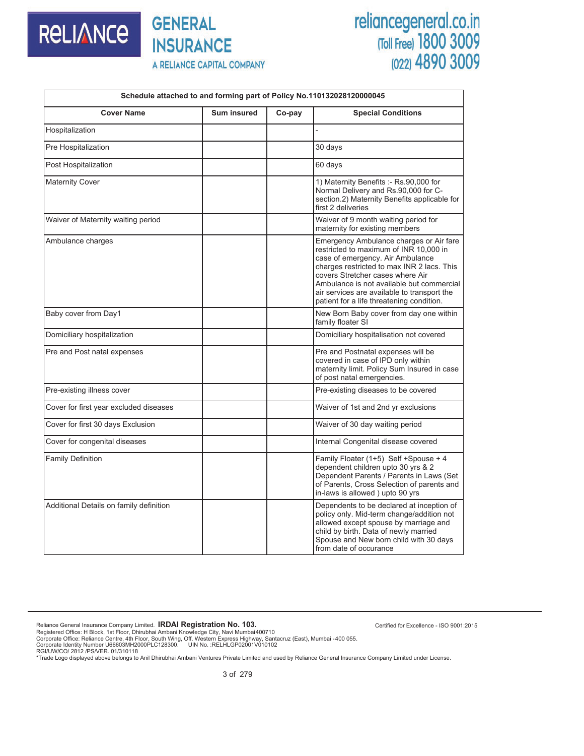| Schedule attached to and forming part of Policy No.110132028120000045 | | | |
|---|---|---|---|
| **Cover Name** | **Sum insured** | **Co-pay** | **Special Conditions** |
| Hospitalization | | | - |
| Pre Hospitalization | | | 30 days |
| Post Hospitalization | | | 60 days |
| Maternity Cover | | | 1) Maternity Benefits :- Rs.90,000 for Normal Delivery and Rs.90,000 for C-section.2) Maternity Benefits applicable for first 2 deliveries |
| Waiver of Maternity waiting period | | | Waiver of 9 month waiting period for maternity for existing members |
| Ambulance charges | | | Emergency Ambulance charges or Air fare restricted to maximum of INR 10,000 in case of emergency. Air Ambulance charges restricted to max INR 2 lacs. This covers Stretcher cases where Air Ambulance is not available but commercial air services are available to transport the patient for a life threatening condition. |
| Baby cover from Day1 | | | New Born Baby cover from day one within family floater SI |
| Domiciliary hospitalization | | | Domiciliary hospitalisation not covered |
| Pre and Post natal expenses | | | Pre and Postnatal expenses will be covered in case of IPD only within maternity limit. Policy Sum Insured in case of post natal emergencies. |
| Pre-existing illness cover | | | Pre-existing diseases to be covered |
| Cover for first year excluded diseases | | | Waiver of 1st and 2nd yr exclusions |
| Cover for first 30 days Exclusion | | | Waiver of 30 day waiting period |
| Cover for congenital diseases | | | Internal Congenital disease covered |
| Family Definition | | | Family Floater (1+5) Self +Spouse + 4 dependent children upto 30 yrs & 2 Dependent Parents / Parents in Laws (Set of Parents, Cross Selection of parents and in-laws is allowed ) upto 90 yrs |
| Additional Details on family definition | | | Dependents to be declared at inception of policy only. Mid-term change/addition not allowed except spouse by marriage and child by birth. Data of newly married Spouse and New born child with 30 days from date of occurance |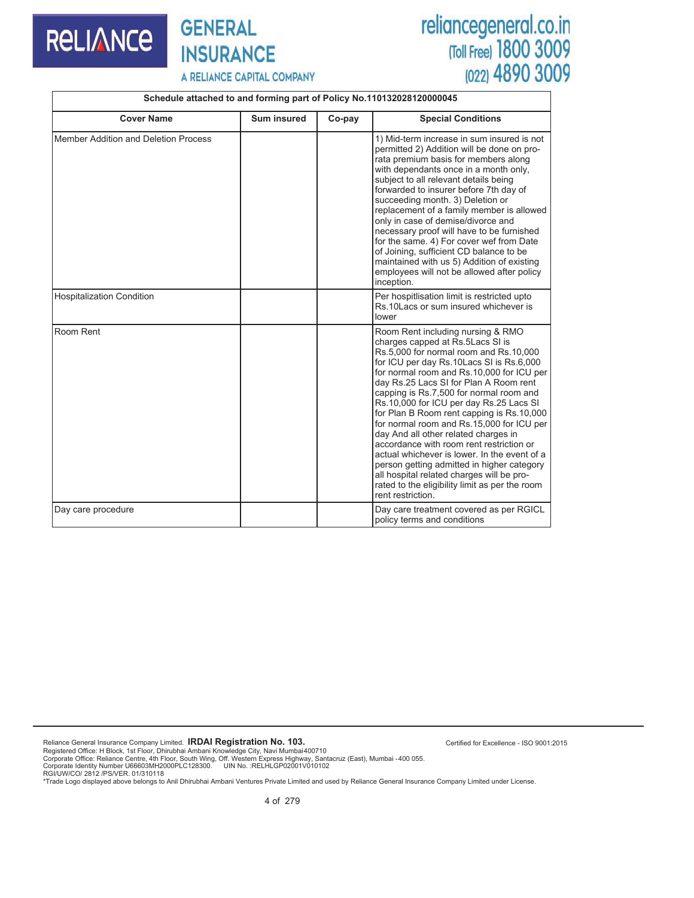| Schedule attached to and forming part of Policy No.110132028120000045 | | | |
|---|---|---|---|
| **Cover Name** | **Sum insured** | **Co-pay** | **Special Conditions** |
| Member Addition and Deletion Process | | | 1) Mid-term increase in sum insured is not permitted 2) Addition will be done on pro-rata premium basis for members along with dependants once in a month only, subject to all relevant details being forwarded to insurer before 7th day of succeeding month. 3) Deletion or replacement of a family member is allowed only in case of demise/divorce and necessary proof will have to be furnished for the same. 4) For cover wef from Date of Joining, sufficient CD balance to be maintained with us 5) Addition of existing employees will not be allowed after policy inception. |
| Hospitalization Condition | | | Per hospitlisation limit is restricted upto Rs.10Lacs or sum insured whichever is lower |
| Room Rent | | | Room Rent including nursing & RMO charges capped at Rs.5Lacs SI is Rs.5,000 for normal room and Rs.10,000 for ICU per day Rs.10Lacs SI is Rs.6,000 for normal room and Rs.10,000 for ICU per day Rs.25 Lacs SI for Plan A Room rent capping is Rs.7,500 for normal room and Rs.10,000 for ICU per day Rs.25 Lacs SI for Plan B Room rent capping is Rs.10,000 for normal room and Rs.15,000 for ICU per day And all other related charges in accordance with room rent restriction or actual whichever is lower. In the event of a person getting admitted in higher category all hospital related charges will be pro-rated to the eligibility limit as per the room rent restriction. |
| Day care procedure | | | Day care treatment covered as per RGICL policy terms and conditions |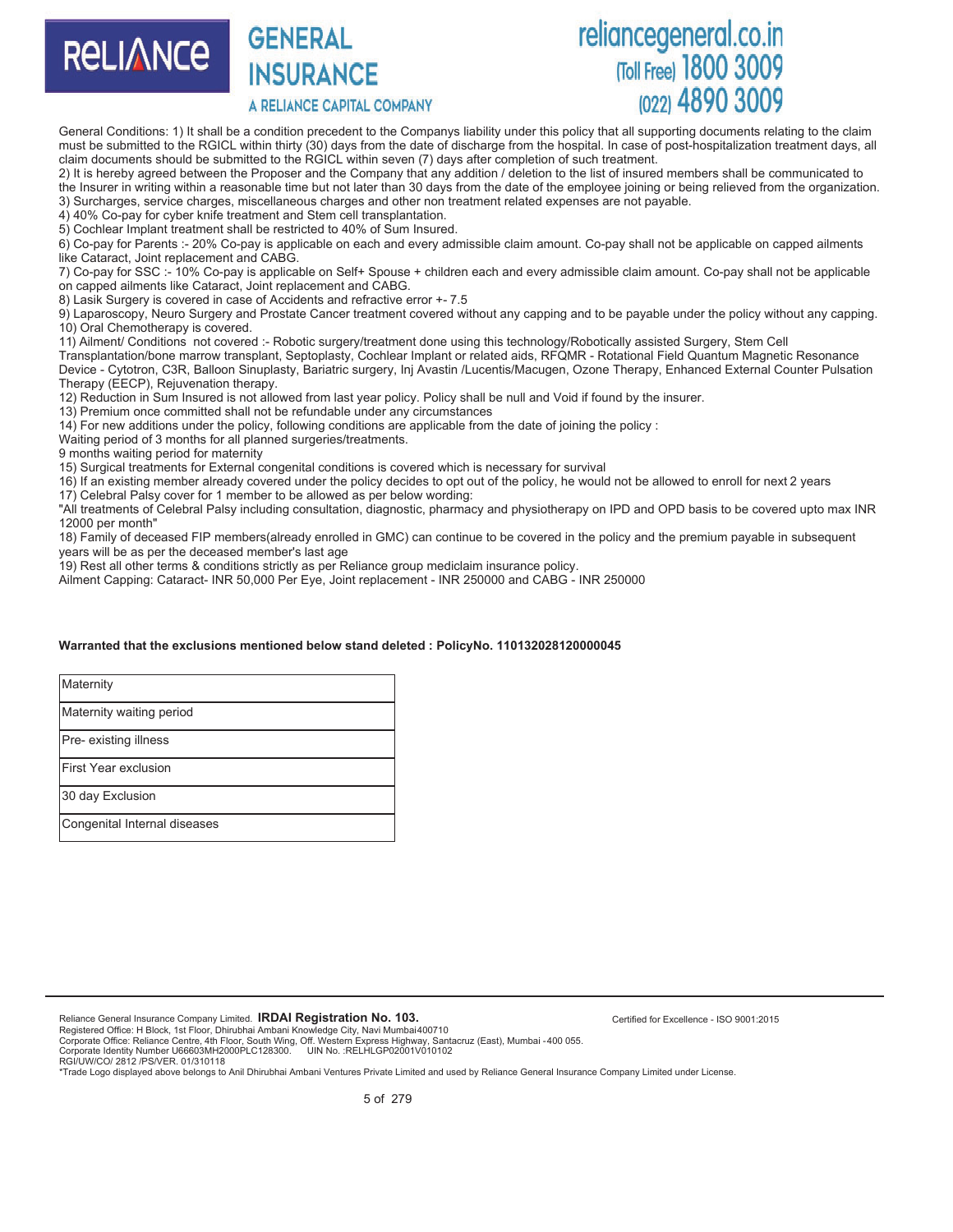General Conditions: 1) It shall be a condition precedent to the Companys liability under this policy that all supporting documents relating to the claim must be submitted to the RGICL within thirty (30) days from the date of discharge from the hospital. In case of post-hospitalization treatment days, all claim documents should be submitted to the RGICL within seven (7) days after completion of such treatment.

2) It is hereby agreed between the Proposer and the Company that any addition / deletion to the list of insured members shall be communicated to the Insurer in writing within a reasonable time but not later than 30 days from the date of the employee joining or being relieved from the organization.

3) Surcharges, service charges, miscellaneous charges and other non treatment related expenses are not payable.

4) 40% Co-pay for cyber knife treatment and Stem cell transplantation.

5) Cochlear Implant treatment shall be restricted to 40% of Sum Insured.

6) Co-pay for Parents :- 20% Co-pay is applicable on each and every admissible claim amount. Co-pay shall not be applicable on capped ailments like Cataract, Joint replacement and CABG.

7) Co-pay for SSC :- 10% Co-pay is applicable on Self+ Spouse + children each and every admissible claim amount. Co-pay shall not be applicable on capped ailments like Cataract, Joint replacement and CABG.

8) Lasik Surgery is covered in case of Accidents and refractive error +- 7.5

9) Laparoscopy, Neuro Surgery and Prostate Cancer treatment covered without any capping and to be payable under the policy without any capping.

10) Oral Chemotherapy is covered.

11) Ailment/ Conditions not covered :- Robotic surgery/treatment done using this technology/Robotically assisted Surgery, Stem Cell Transplantation/bone marrow transplant, Septoplasty, Cochlear Implant or related aids, RFQMR - Rotational Field Quantum Magnetic Resonance Device - Cytotron, C3R, Balloon Sinuplasty, Bariatric surgery, Inj Avastin /Lucentis/Macugen, Ozone Therapy, Enhanced External Counter Pulsation Therapy (EECP), Rejuvenation therapy.

12) Reduction in Sum Insured is not allowed from last year policy. Policy shall be null and Void if found by the insurer.

13) Premium once committed shall not be refundable under any circumstances

14) For new additions under the policy, following conditions are applicable from the date of joining the policy :

Waiting period of 3 months for all planned surgeries/treatments.

9 months waiting period for maternity

15) Surgical treatments for External congenital conditions is covered which is necessary for survival

16) If an existing member already covered under the policy decides to opt out of the policy, he would not be allowed to enroll for next 2 years

17) Celebral Palsy cover for 1 member to be allowed as per below wording:

"All treatments of Celebral Palsy including consultation, diagnostic, pharmacy and physiotherapy on IPD and OPD basis to be covered upto max INR 12000 per month"

18) Family of deceased FIP members(already enrolled in GMC) can continue to be covered in the policy and the premium payable in subsequent years will be as per the deceased member's last age

19) Rest all other terms & conditions strictly as per Reliance group mediclaim insurance policy.

Ailment Capping: Cataract- INR 50,000 Per Eye, Joint replacement - INR 250000 and CABG - INR 250000

**Warranted that the exclusions mentioned below stand deleted : PolicyNo. 110132028120000045**

| Maternity |
|---|
| Maternity waiting period |
| Pre- existing illness |
| First Year exclusion |
| 30 day Exclusion |
| Congenital Internal diseases |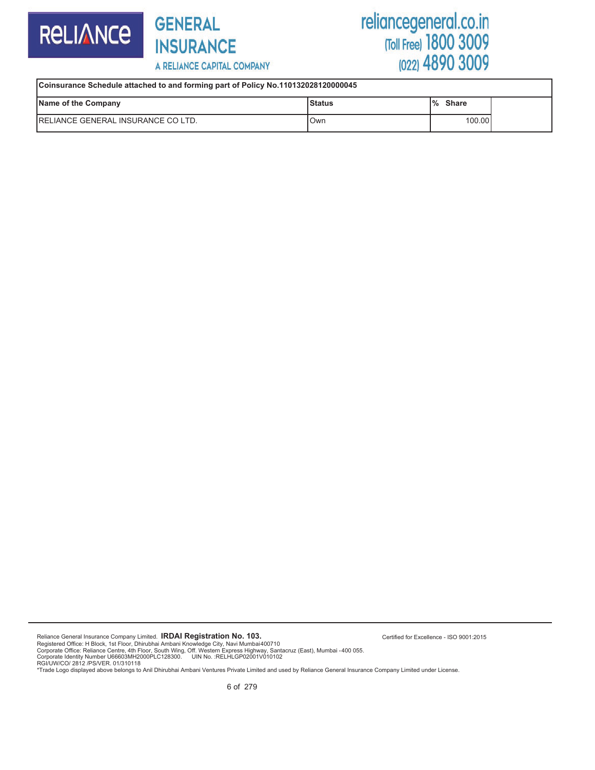**Coinsurance Schedule attached to and forming part of Policy No.110132028120000045**

| Name of the Company | Status | % Share |
|---|---|---|
| RELIANCE GENERAL INSURANCE CO LTD. | Own | 100.00 |

Reliance General Insurance Company Limited. **IRDAI Registration No. 103.** Certified for Excellence - ISO 9001:2015
Registered Office: H Block, 1st Floor, Dhirubhai Ambani Knowledge City, Navi Mumbai400710
Corporate Office: Reliance Centre, 4th Floor, South Wing, Off. Western Express Highway, Santacruz (East), Mumbai - 400 055.
Corporate Identity Number U66603MH2000PLC128300. UIN No. :RELHLGP02001V010102
RGI/UW/CO/ 2812 /PS/VER. 01/310118
*Trade Logo displayed above belongs to Anil Dhirubhai Ambani Ventures Private Limited and used by Reliance General Insurance Company Limited under License.